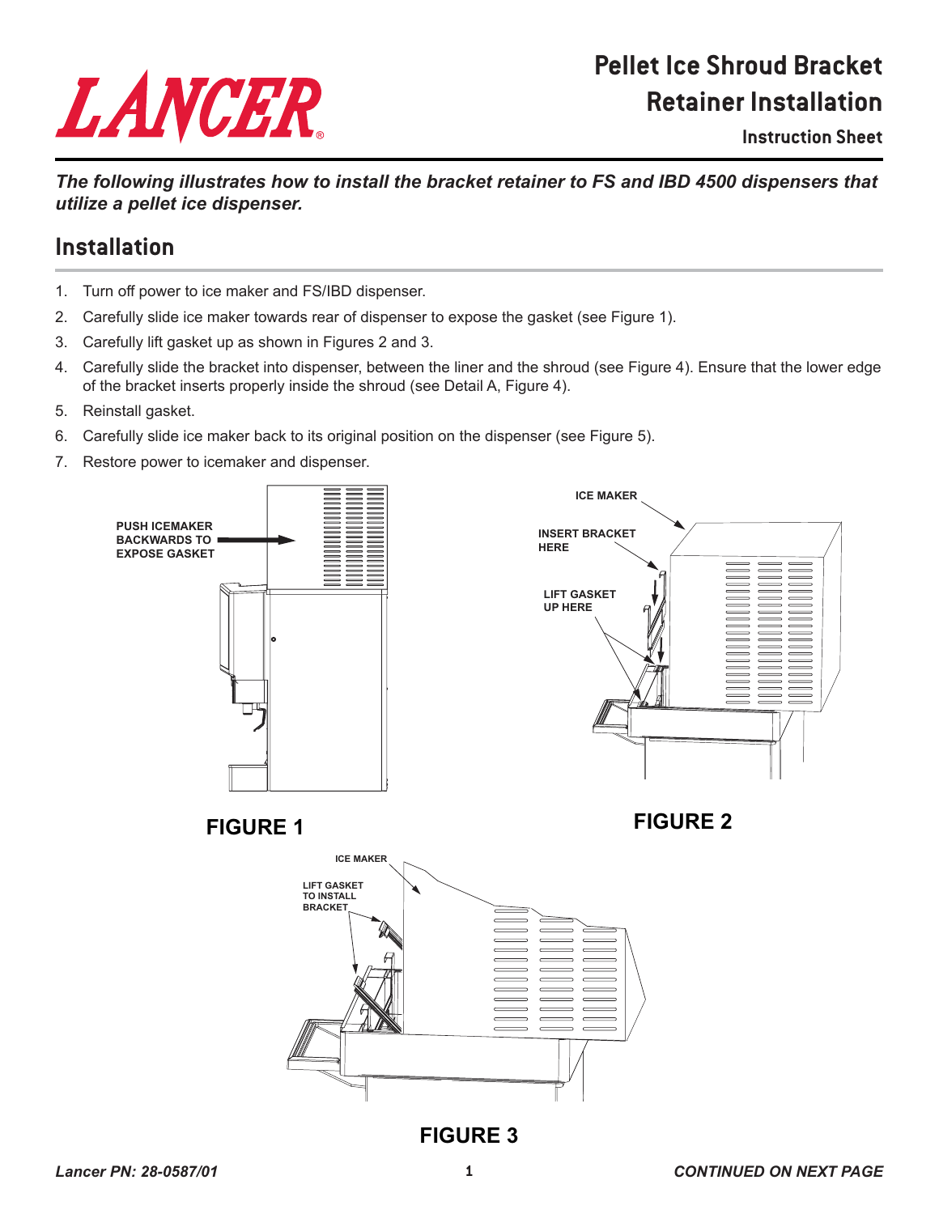# Pellet Ice Shroud Bracket Retainer Installation

### Instruction Sheet

***The following illustrates how to install the bracket retainer to FS and IBD 4500 dispensers that utilize a pellet ice dispenser.***

## Installation

1. Turn off power to ice maker and FS/IBD dispenser.
2. Carefully slide ice maker towards rear of dispenser to expose the gasket (see Figure 1).
3. Carefully lift gasket up as shown in Figures 2 and 3.
4. Carefully slide the bracket into dispenser, between the liner and the shroud (see Figure 4). Ensure that the lower edge of the bracket inserts properly inside the shroud (see Detail A, Figure 4).
5. Reinstall gasket.
6. Carefully slide ice maker back to its original position on the dispenser (see Figure 5).
7. Restore power to icemaker and dispenser.

PUSH ICEMAKER BACKWARDS TO EXPOSE GASKET

**FIGURE 1**

ICE MAKER

INSERT BRACKET HERE

LIFT GASKET UP HERE

**FIGURE 2**

ICE MAKER

LIFT GASKET TO INSTALL BRACKET

**FIGURE 3**

***Lancer PN: 28-0587/01***

***CONTINUED ON NEXT PAGE***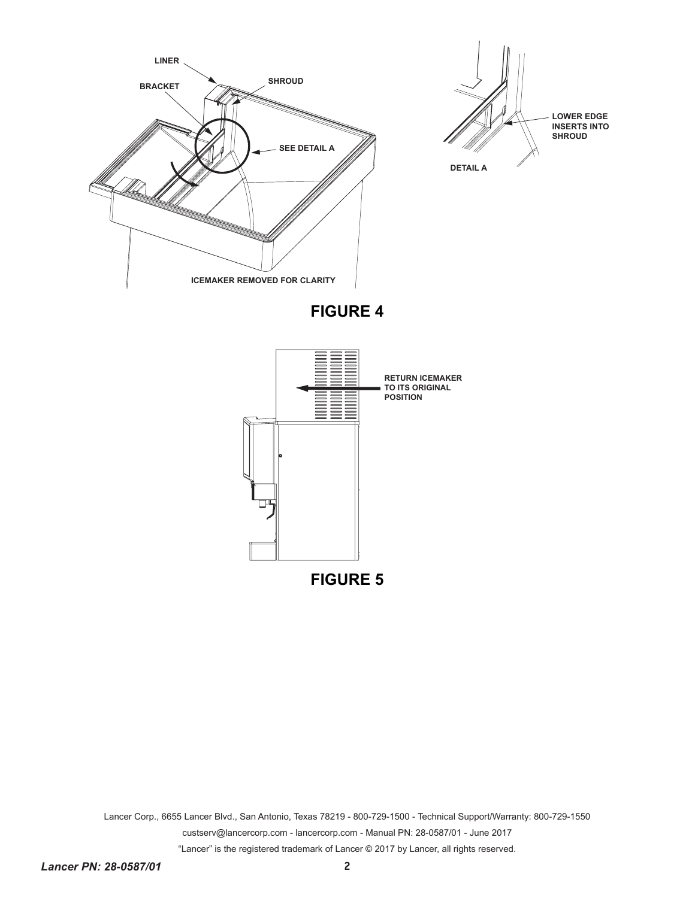LINER

BRACKET

SHROUD

SEE DETAIL A

LOWER EDGE INSERTS INTO SHROUD

DETAIL A

ICEMAKER REMOVED FOR CLARITY

**FIGURE 4**

RETURN ICEMAKER TO ITS ORIGINAL POSITION

**FIGURE 5**

Lancer Corp., 6655 Lancer Blvd., San Antonio, Texas 78219 - 800-729-1500 - Technical Support/Warranty: 800-729-1550

custserv@lancercorp.com - lancercorp.com - Manual PN: 28-0587/01 - June 2017

“Lancer” is the registered trademark of Lancer © 2017 by Lancer, all rights reserved.